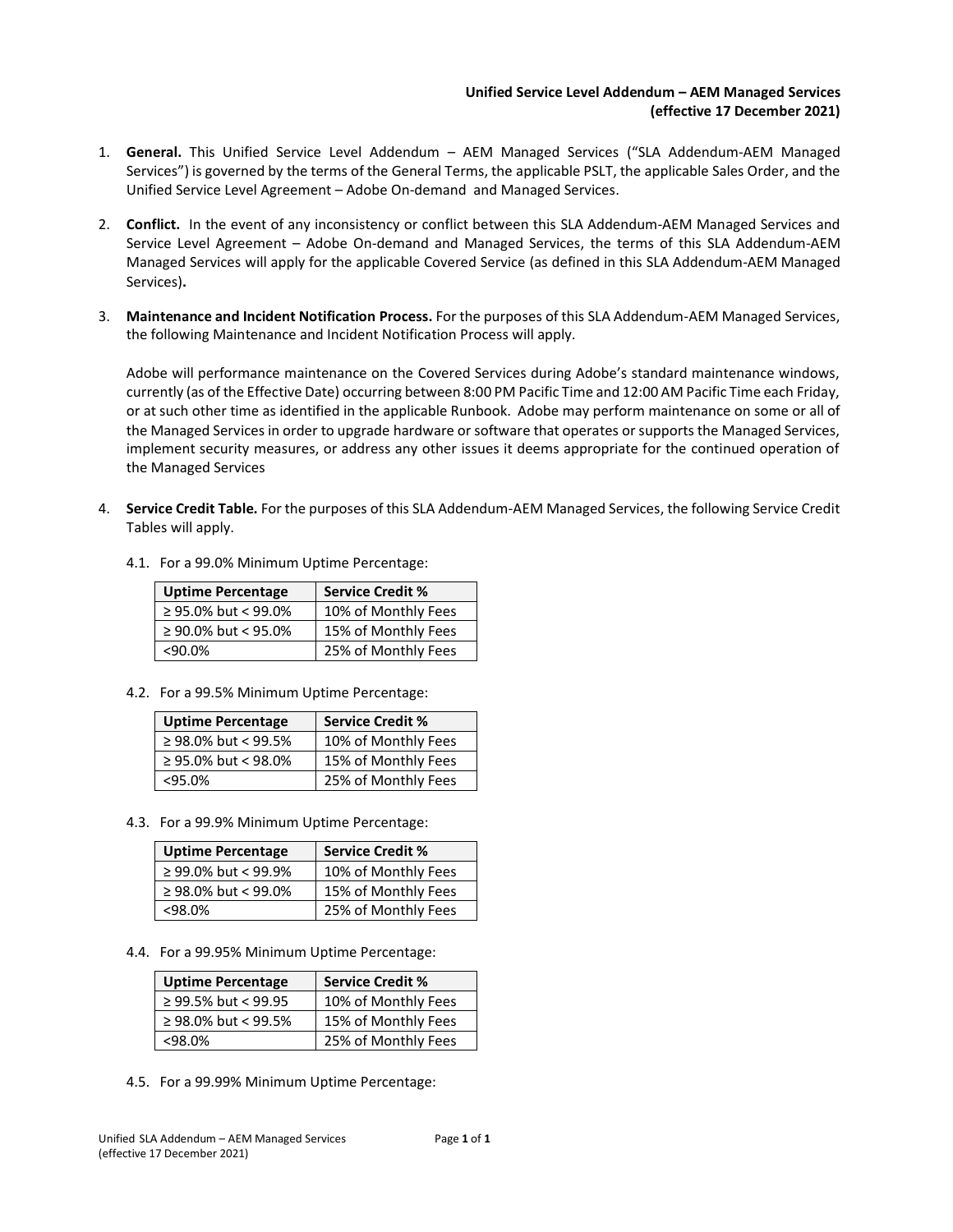**Unified Service Level Addendum – AEM Managed Services**
**(effective 17 December 2021)**

1. **General.** This Unified Service Level Addendum – AEM Managed Services ("SLA Addendum-AEM Managed Services") is governed by the terms of the General Terms, the applicable PSLT, the applicable Sales Order, and the Unified Service Level Agreement – Adobe On-demand and Managed Services.

2. **Conflict.** In the event of any inconsistency or conflict between this SLA Addendum-AEM Managed Services and Service Level Agreement – Adobe On-demand and Managed Services, the terms of this SLA Addendum-AEM Managed Services will apply for the applicable Covered Service (as defined in this SLA Addendum-AEM Managed Services)**.**

3. **Maintenance and Incident Notification Process.** For the purposes of this SLA Addendum-AEM Managed Services, the following Maintenance and Incident Notification Process will apply.

   Adobe will performance maintenance on the Covered Services during Adobe's standard maintenance windows, currently (as of the Effective Date) occurring between 8:00 PM Pacific Time and 12:00 AM Pacific Time each Friday, or at such other time as identified in the applicable Runbook. Adobe may perform maintenance on some or all of the Managed Services in order to upgrade hardware or software that operates or supports the Managed Services, implement security measures, or address any other issues it deems appropriate for the continued operation of the Managed Services

4. **Service Credit Table.** For the purposes of this SLA Addendum-AEM Managed Services, the following Service Credit Tables will apply.

   4.1. For a 99.0% Minimum Uptime Percentage:

   | Uptime Percentage | Service Credit % |
   |---|---|
   | ≥ 95.0% but < 99.0% | 10% of Monthly Fees |
   | ≥ 90.0% but < 95.0% | 15% of Monthly Fees |
   | <90.0% | 25% of Monthly Fees |

   4.2. For a 99.5% Minimum Uptime Percentage:

   | Uptime Percentage | Service Credit % |
   |---|---|
   | ≥ 98.0% but < 99.5% | 10% of Monthly Fees |
   | ≥ 95.0% but < 98.0% | 15% of Monthly Fees |
   | <95.0% | 25% of Monthly Fees |

   4.3. For a 99.9% Minimum Uptime Percentage:

   | Uptime Percentage | Service Credit % |
   |---|---|
   | ≥ 99.0% but < 99.9% | 10% of Monthly Fees |
   | ≥ 98.0% but < 99.0% | 15% of Monthly Fees |
   | <98.0% | 25% of Monthly Fees |

   4.4. For a 99.95% Minimum Uptime Percentage:

   | Uptime Percentage | Service Credit % |
   |---|---|
   | ≥ 99.5% but < 99.95 | 10% of Monthly Fees |
   | ≥ 98.0% but < 99.5% | 15% of Monthly Fees |
   | <98.0% | 25% of Monthly Fees |

   4.5. For a 99.99% Minimum Uptime Percentage: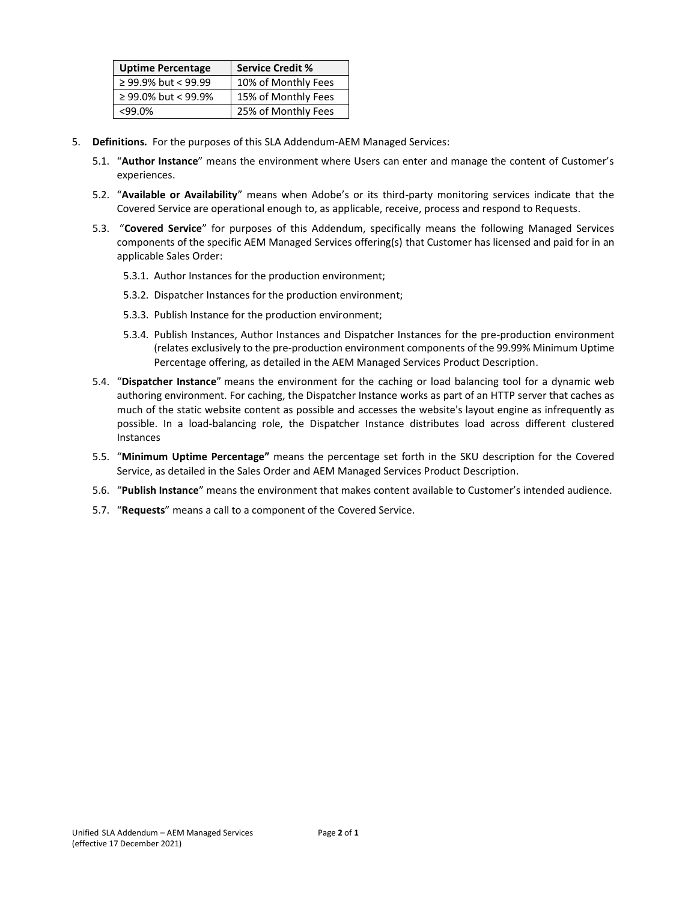| Uptime Percentage | Service Credit % |
| --- | --- |
| ≥ 99.9% but < 99.99 | 10% of Monthly Fees |
| ≥ 99.0% but < 99.9% | 15% of Monthly Fees |
| <99.0% | 25% of Monthly Fees |

5. **Definitions.** For the purposes of this SLA Addendum-AEM Managed Services:

   5.1. "**Author Instance**" means the environment where Users can enter and manage the content of Customer's experiences.

   5.2. "**Available or Availability**" means when Adobe's or its third-party monitoring services indicate that the Covered Service are operational enough to, as applicable, receive, process and respond to Requests.

   5.3. "**Covered Service**" for purposes of this Addendum, specifically means the following Managed Services components of the specific AEM Managed Services offering(s) that Customer has licensed and paid for in an applicable Sales Order:

      5.3.1. Author Instances for the production environment;

      5.3.2. Dispatcher Instances for the production environment;

      5.3.3. Publish Instance for the production environment;

      5.3.4. Publish Instances, Author Instances and Dispatcher Instances for the pre-production environment (relates exclusively to the pre-production environment components of the 99.99% Minimum Uptime Percentage offering, as detailed in the AEM Managed Services Product Description.

   5.4. "**Dispatcher Instance**" means the environment for the caching or load balancing tool for a dynamic web authoring environment. For caching, the Dispatcher Instance works as part of an HTTP server that caches as much of the static website content as possible and accesses the website's layout engine as infrequently as possible. In a load-balancing role, the Dispatcher Instance distributes load across different clustered Instances

   5.5. "**Minimum Uptime Percentage"** means the percentage set forth in the SKU description for the Covered Service, as detailed in the Sales Order and AEM Managed Services Product Description.

   5.6. "**Publish Instance**" means the environment that makes content available to Customer's intended audience.

   5.7. "**Requests**" means a call to a component of the Covered Service.